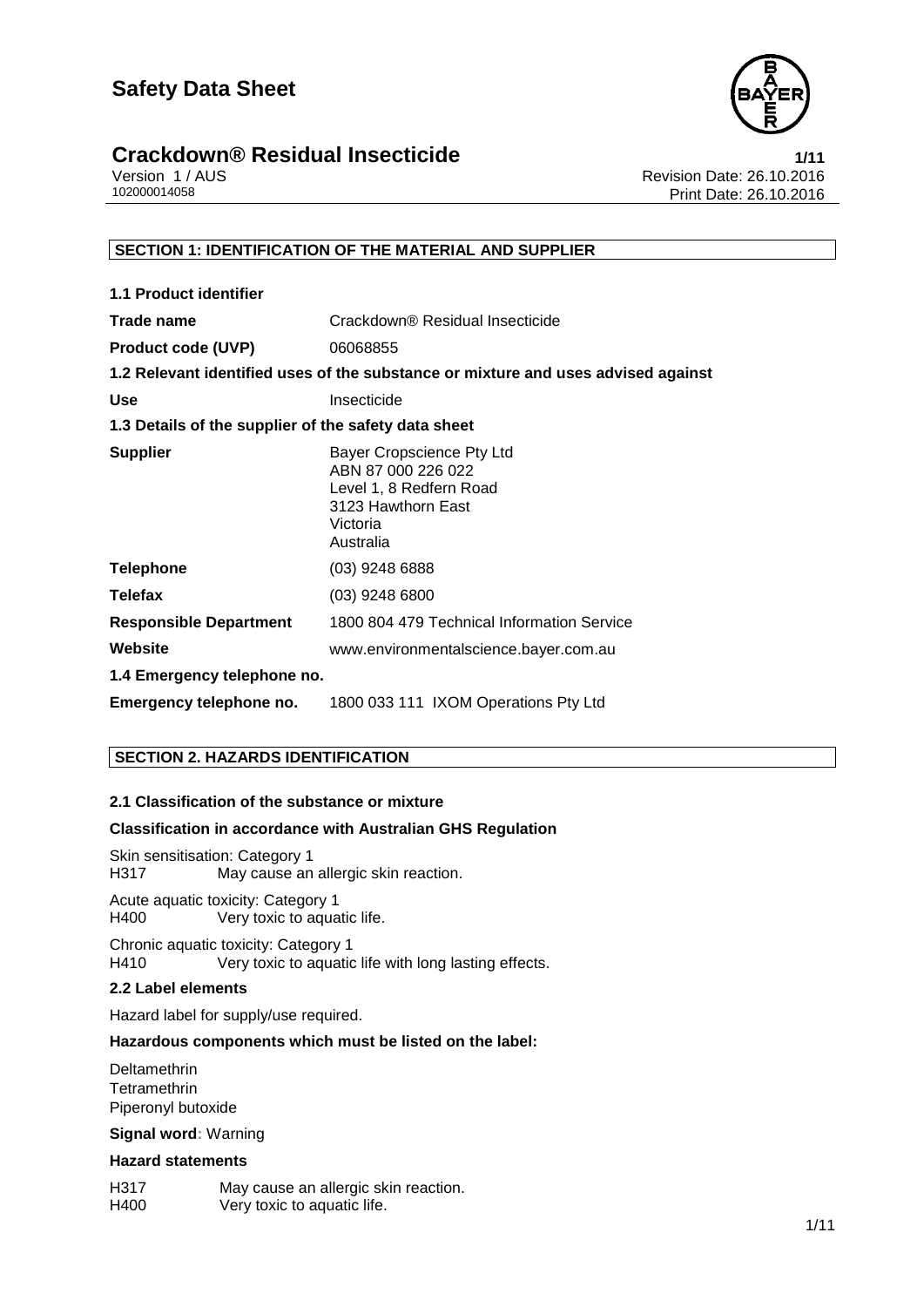# Safety Data Sheet

## Crackdown® Residual Insecticide

Version 1 / AUS
102000014058

Revision Date: 26.10.2016
Print Date: 26.10.2016

### SECTION 1: IDENTIFICATION OF THE MATERIAL AND SUPPLIER

**1.1 Product identifier**

| | |
|---|---|
| **Trade name** | Crackdown® Residual Insecticide |
| **Product code (UVP)** | 06068855 |

**1.2 Relevant identified uses of the substance or mixture and uses advised against**

| | |
|---|---|
| **Use** | Insecticide |

**1.3 Details of the supplier of the safety data sheet**

| | |
|---|---|
| **Supplier** | Bayer Cropscience Pty Ltd<br>ABN 87 000 226 022<br>Level 1, 8 Redfern Road<br>3123 Hawthorn East<br>Victoria<br>Australia |
| **Telephone** | (03) 9248 6888 |
| **Telefax** | (03) 9248 6800 |
| **Responsible Department** | 1800 804 479 Technical Information Service |
| **Website** | www.environmentalscience.bayer.com.au |

**1.4 Emergency telephone no.**

| | |
|---|---|
| **Emergency telephone no.** | 1800 033 111 IXOM Operations Pty Ltd |

### SECTION 2. HAZARDS IDENTIFICATION

**2.1 Classification of the substance or mixture**

**Classification in accordance with Australian GHS Regulation**

Skin sensitisation: Category 1
H317 May cause an allergic skin reaction.

Acute aquatic toxicity: Category 1
H400 Very toxic to aquatic life.

Chronic aquatic toxicity: Category 1
H410 Very toxic to aquatic life with long lasting effects.

**2.2 Label elements**

Hazard label for supply/use required.

**Hazardous components which must be listed on the label:**

Deltamethrin
Tetramethrin
Piperonyl butoxide

**Signal word:** Warning

**Hazard statements**

H317 May cause an allergic skin reaction.
H400 Very toxic to aquatic life.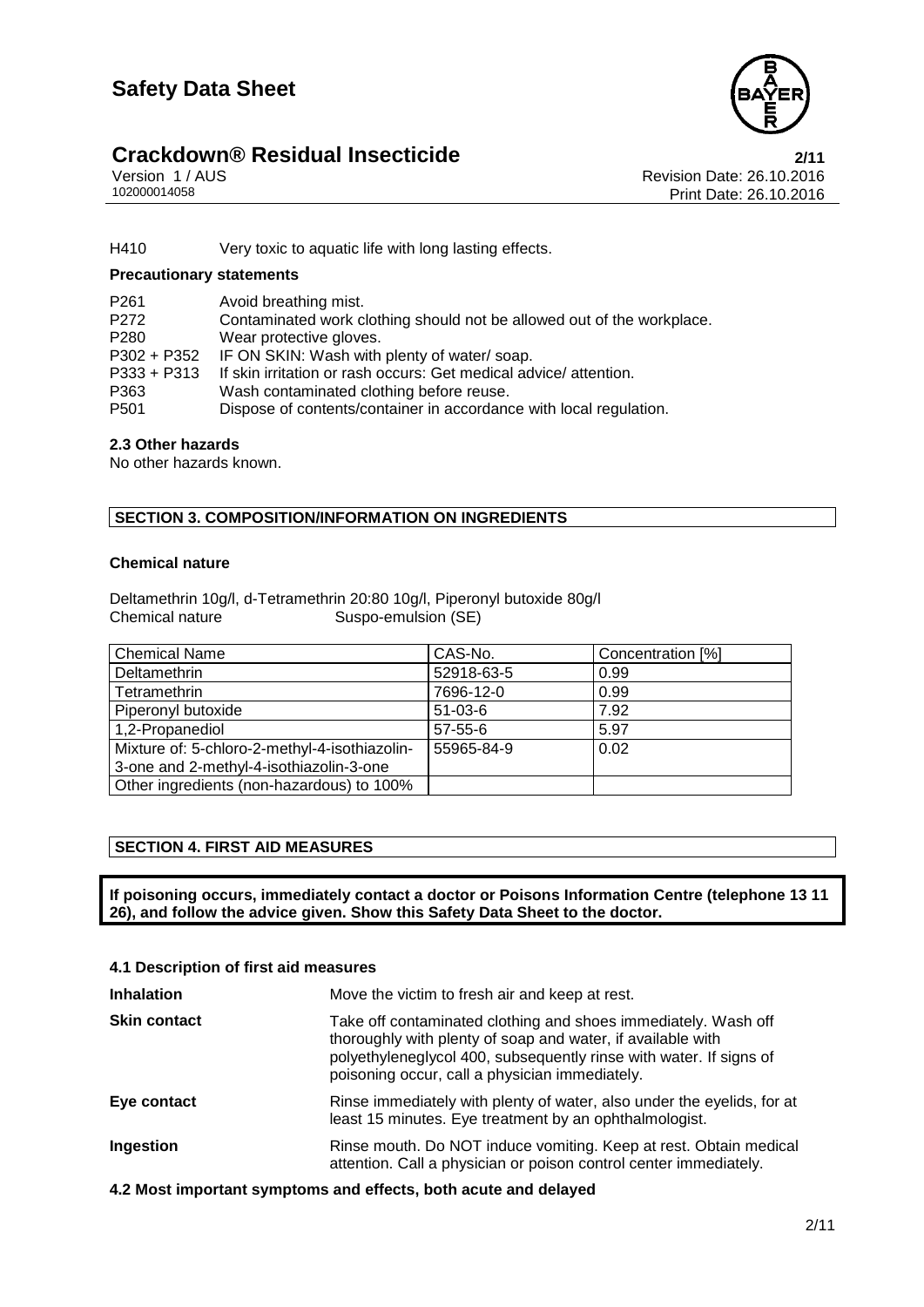H410 Very toxic to aquatic life with long lasting effects.

**Precautionary statements**

| | |
|---|---|
| P261 | Avoid breathing mist. |
| P272 | Contaminated work clothing should not be allowed out of the workplace. |
| P280 | Wear protective gloves. |
| P302 + P352 | IF ON SKIN: Wash with plenty of water/ soap. |
| P333 + P313 | If skin irritation or rash occurs: Get medical advice/ attention. |
| P363 | Wash contaminated clothing before reuse. |
| P501 | Dispose of contents/container in accordance with local regulation. |

**2.3 Other hazards**

No other hazards known.

## SECTION 3. COMPOSITION/INFORMATION ON INGREDIENTS

**Chemical nature**

Deltamethrin 10g/l, d-Tetramethrin 20:80 10g/l, Piperonyl butoxide 80g/l
Chemical nature Suspo-emulsion (SE)

| Chemical Name | CAS-No. | Concentration [%] |
|---|---|---|
| Deltamethrin | 52918-63-5 | 0.99 |
| Tetramethrin | 7696-12-0 | 0.99 |
| Piperonyl butoxide | 51-03-6 | 7.92 |
| 1,2-Propanediol | 57-55-6 | 5.97 |
| Mixture of: 5-chloro-2-methyl-4-isothiazolin-3-one and 2-methyl-4-isothiazolin-3-one | 55965-84-9 | 0.02 |
| Other ingredients (non-hazardous) to 100% | | |

## SECTION 4. FIRST AID MEASURES

**If poisoning occurs, immediately contact a doctor or Poisons Information Centre (telephone 13 11 26), and follow the advice given. Show this Safety Data Sheet to the doctor.**

**4.1 Description of first aid measures**

| | |
|---|---|
| **Inhalation** | Move the victim to fresh air and keep at rest. |
| **Skin contact** | Take off contaminated clothing and shoes immediately. Wash off thoroughly with plenty of soap and water, if available with polyethyleneglycol 400, subsequently rinse with water. If signs of poisoning occur, call a physician immediately. |
| **Eye contact** | Rinse immediately with plenty of water, also under the eyelids, for at least 15 minutes. Eye treatment by an ophthalmologist. |
| **Ingestion** | Rinse mouth. Do NOT induce vomiting. Keep at rest. Obtain medical attention. Call a physician or poison control center immediately. |

**4.2 Most important symptoms and effects, both acute and delayed**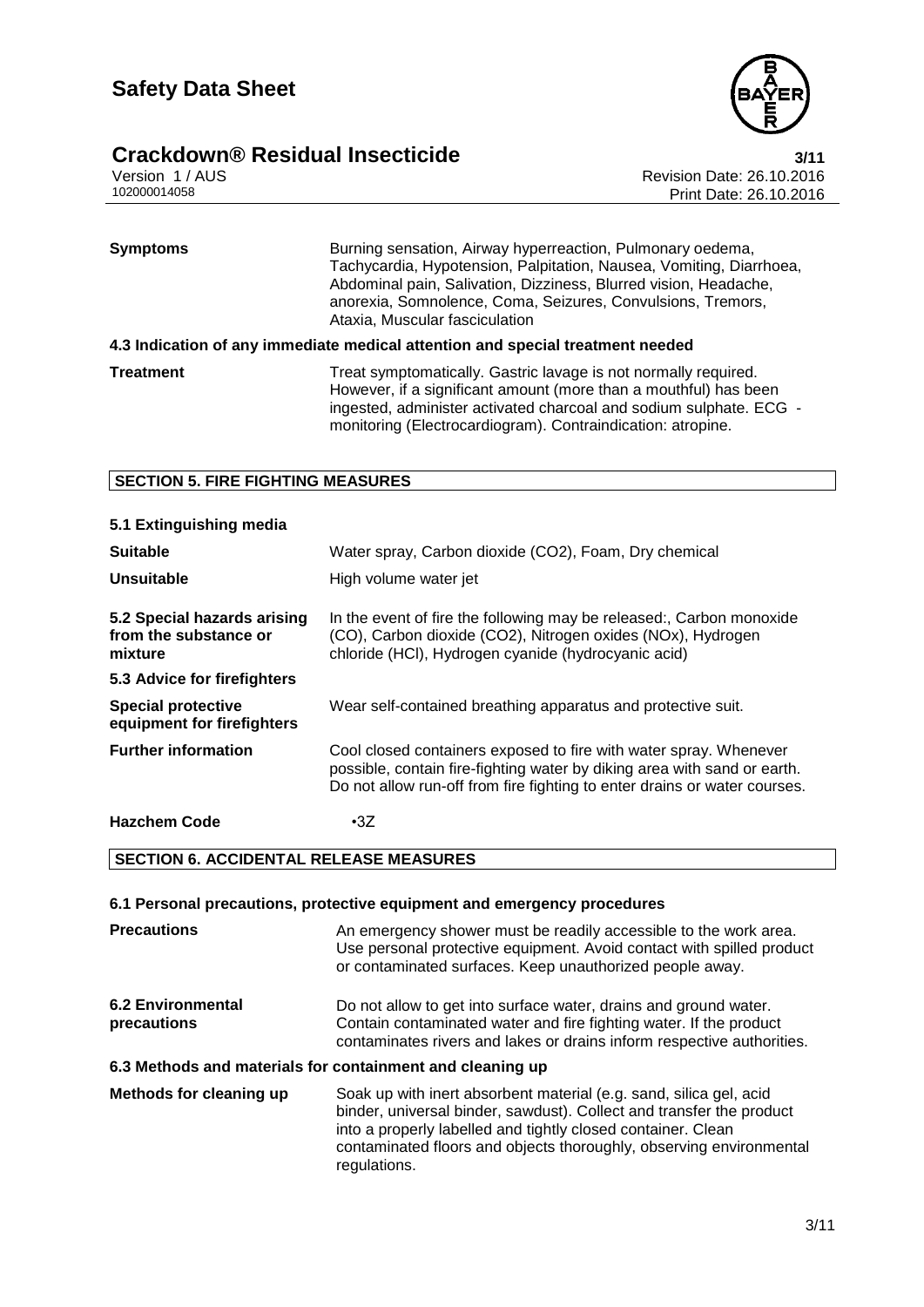| | |
|---|---|
| **Symptoms** | Burning sensation, Airway hyperreaction, Pulmonary oedema, Tachycardia, Hypotension, Palpitation, Nausea, Vomiting, Diarrhoea, Abdominal pain, Salivation, Dizziness, Blurred vision, Headache, anorexia, Somnolence, Coma, Seizures, Convulsions, Tremors, Ataxia, Muscular fasciculation |

**4.3 Indication of any immediate medical attention and special treatment needed**

| | |
|---|---|
| **Treatment** | Treat symptomatically. Gastric lavage is not normally required. However, if a significant amount (more than a mouthful) has been ingested, administer activated charcoal and sodium sulphate. ECG - monitoring (Electrocardiogram). Contraindication: atropine. |

## SECTION 5. FIRE FIGHTING MEASURES

**5.1 Extinguishing media**

| | |
|---|---|
| **Suitable** | Water spray, Carbon dioxide ($CO_2$), Foam, Dry chemical |
| **Unsuitable** | High volume water jet |
| **5.2 Special hazards arising from the substance or mixture** | In the event of fire the following may be released:, Carbon monoxide (CO), Carbon dioxide ($CO_2$), Nitrogen oxides ($NO_x$), Hydrogen chloride (HCl), Hydrogen cyanide (hydrocyanic acid) |

**5.3 Advice for firefighters**

| | |
|---|---|
| **Special protective equipment for firefighters** | Wear self-contained breathing apparatus and protective suit. |
| **Further information** | Cool closed containers exposed to fire with water spray. Whenever possible, contain fire-fighting water by diking area with sand or earth. Do not allow run-off from fire fighting to enter drains or water courses. |
| **Hazchem Code** | •3Z |

## SECTION 6. ACCIDENTAL RELEASE MEASURES

**6.1 Personal precautions, protective equipment and emergency procedures**

| | |
|---|---|
| **Precautions** | An emergency shower must be readily accessible to the work area. Use personal protective equipment. Avoid contact with spilled product or contaminated surfaces. Keep unauthorized people away. |
| **6.2 Environmental precautions** | Do not allow to get into surface water, drains and ground water. Contain contaminated water and fire fighting water. If the product contaminates rivers and lakes or drains inform respective authorities. |

**6.3 Methods and materials for containment and cleaning up**

| | |
|---|---|
| **Methods for cleaning up** | Soak up with inert absorbent material (e.g. sand, silica gel, acid binder, universal binder, sawdust). Collect and transfer the product into a properly labelled and tightly closed container. Clean contaminated floors and objects thoroughly, observing environmental regulations. |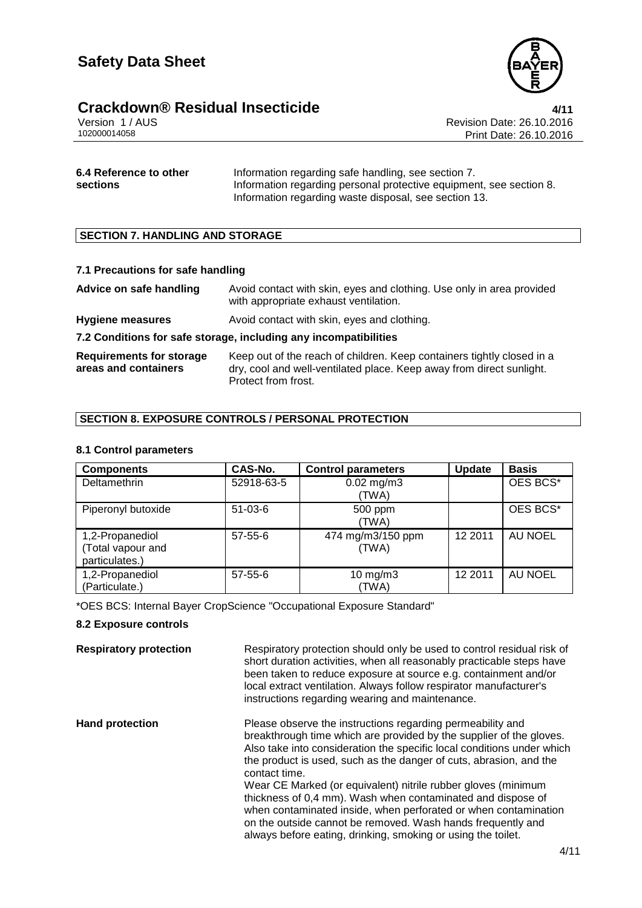**6.4 Reference to other sections**

Information regarding safe handling, see section 7.
Information regarding personal protective equipment, see section 8.
Information regarding waste disposal, see section 13.

## SECTION 7. HANDLING AND STORAGE

### 7.1 Precautions for safe handling

**Advice on safe handling** Avoid contact with skin, eyes and clothing. Use only in area provided with appropriate exhaust ventilation.

**Hygiene measures** Avoid contact with skin, eyes and clothing.

### 7.2 Conditions for safe storage, including any incompatibilities

**Requirements for storage areas and containers** Keep out of the reach of children. Keep containers tightly closed in a dry, cool and well-ventilated place. Keep away from direct sunlight. Protect from frost.

## SECTION 8. EXPOSURE CONTROLS / PERSONAL PROTECTION

### 8.1 Control parameters

| Components | CAS-No. | Control parameters | Update | Basis |
|---|---|---|---|---|
| Deltamethrin | 52918-63-5 | 0.02 mg/m3 (TWA) | | OES BCS* |
| Piperonyl butoxide | 51-03-6 | 500 ppm (TWA) | | OES BCS* |
| 1,2-Propanediol (Total vapour and particulates.) | 57-55-6 | 474 mg/m3/150 ppm (TWA) | 12 2011 | AU NOEL |
| 1,2-Propanediol (Particulate.) | 57-55-6 | 10 mg/m3 (TWA) | 12 2011 | AU NOEL |

*OES BCS: Internal Bayer CropScience "Occupational Exposure Standard"

### 8.2 Exposure controls

**Respiratory protection** Respiratory protection should only be used to control residual risk of short duration activities, when all reasonably practicable steps have been taken to reduce exposure at source e.g. containment and/or local extract ventilation. Always follow respirator manufacturer's instructions regarding wearing and maintenance.

**Hand protection** Please observe the instructions regarding permeability and breakthrough time which are provided by the supplier of the gloves. Also take into consideration the specific local conditions under which the product is used, such as the danger of cuts, abrasion, and the contact time.
Wear CE Marked (or equivalent) nitrile rubber gloves (minimum thickness of 0,4 mm). Wash when contaminated and dispose of when contaminated inside, when perforated or when contamination on the outside cannot be removed. Wash hands frequently and always before eating, drinking, smoking or using the toilet.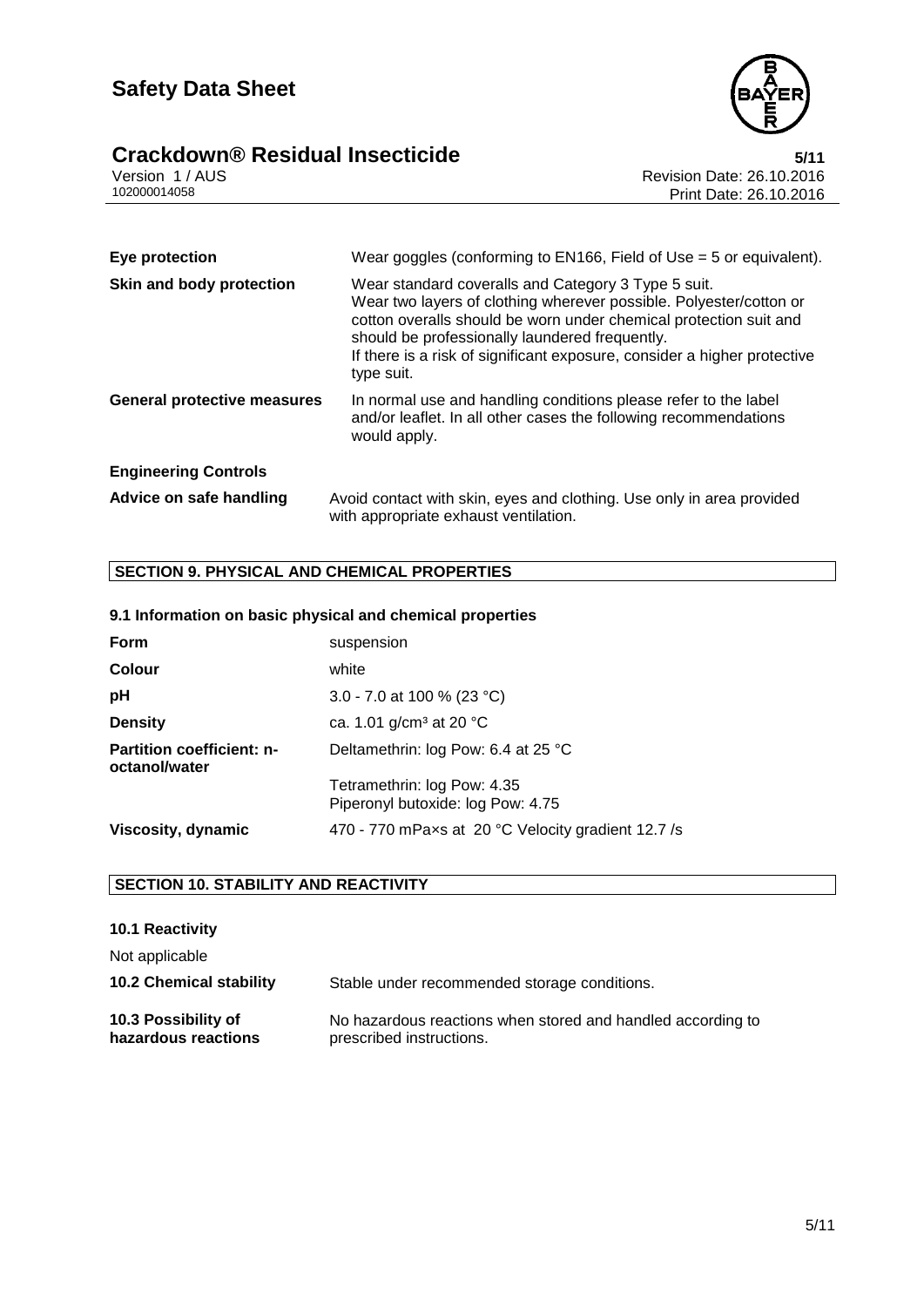| | |
|---|---|
| **Eye protection** | Wear goggles (conforming to EN166, Field of Use = 5 or equivalent). |
| **Skin and body protection** | Wear standard coveralls and Category 3 Type 5 suit. Wear two layers of clothing wherever possible. Polyester/cotton or cotton overalls should be worn under chemical protection suit and should be professionally laundered frequently. If there is a risk of significant exposure, consider a higher protective type suit. |
| **General protective measures** | In normal use and handling conditions please refer to the label and/or leaflet. In all other cases the following recommendations would apply. |

**Engineering Controls**

| | |
|---|---|
| **Advice on safe handling** | Avoid contact with skin, eyes and clothing. Use only in area provided with appropriate exhaust ventilation. |

## SECTION 9. PHYSICAL AND CHEMICAL PROPERTIES

### 9.1 Information on basic physical and chemical properties

| | |
|---|---|
| **Form** | suspension |
| **Colour** | white |
| **pH** | 3.0 - 7.0 at 100 % (23 °C) |
| **Density** | ca. 1.01 g/cm³ at 20 °C |
| **Partition coefficient: n-octanol/water** | Deltamethrin: log Pow: 6.4 at 25 °C<br>Tetramethrin: log Pow: 4.35<br>Piperonyl butoxide: log Pow: 4.75 |
| **Viscosity, dynamic** | 470 - 770 mPa×s at 20 °C Velocity gradient 12.7 /s |

## SECTION 10. STABILITY AND REACTIVITY

### 10.1 Reactivity

Not applicable

| | |
|---|---|
| **10.2 Chemical stability** | Stable under recommended storage conditions. |
| **10.3 Possibility of hazardous reactions** | No hazardous reactions when stored and handled according to prescribed instructions. |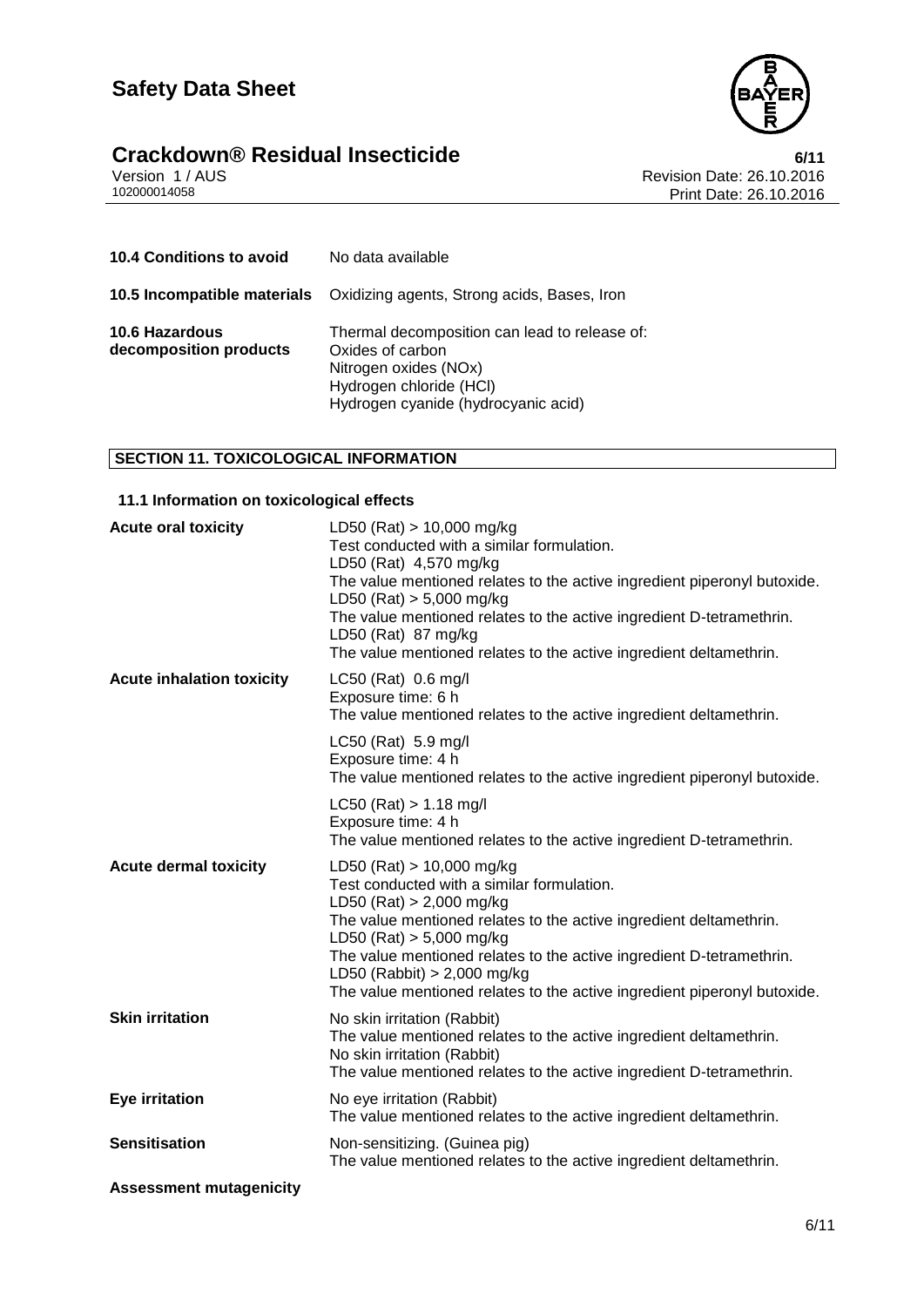| | |
|---|---|
| **10.4 Conditions to avoid** | No data available |
| **10.5 Incompatible materials** | Oxidizing agents, Strong acids, Bases, Iron |
| **10.6 Hazardous decomposition products** | Thermal decomposition can lead to release of:<br>Oxides of carbon<br>Nitrogen oxides (NOx)<br>Hydrogen chloride (HCl)<br>Hydrogen cyanide (hydrocyanic acid) |

## SECTION 11. TOXICOLOGICAL INFORMATION

### 11.1 Information on toxicological effects

| | |
|---|---|
| **Acute oral toxicity** | LD50 (Rat) > 10,000 mg/kg<br>Test conducted with a similar formulation.<br>LD50 (Rat) 4,570 mg/kg<br>The value mentioned relates to the active ingredient piperonyl butoxide.<br>LD50 (Rat) > 5,000 mg/kg<br>The value mentioned relates to the active ingredient D-tetramethrin.<br>LD50 (Rat) 87 mg/kg<br>The value mentioned relates to the active ingredient deltamethrin. |
| **Acute inhalation toxicity** | LC50 (Rat) 0.6 mg/l<br>Exposure time: 6 h<br>The value mentioned relates to the active ingredient deltamethrin.<br><br>LC50 (Rat) 5.9 mg/l<br>Exposure time: 4 h<br>The value mentioned relates to the active ingredient piperonyl butoxide.<br><br>LC50 (Rat) > 1.18 mg/l<br>Exposure time: 4 h<br>The value mentioned relates to the active ingredient D-tetramethrin. |
| **Acute dermal toxicity** | LD50 (Rat) > 10,000 mg/kg<br>Test conducted with a similar formulation.<br>LD50 (Rat) > 2,000 mg/kg<br>The value mentioned relates to the active ingredient deltamethrin.<br>LD50 (Rat) > 5,000 mg/kg<br>The value mentioned relates to the active ingredient D-tetramethrin.<br>LD50 (Rabbit) > 2,000 mg/kg<br>The value mentioned relates to the active ingredient piperonyl butoxide. |
| **Skin irritation** | No skin irritation (Rabbit)<br>The value mentioned relates to the active ingredient deltamethrin.<br>No skin irritation (Rabbit)<br>The value mentioned relates to the active ingredient D-tetramethrin. |
| **Eye irritation** | No eye irritation (Rabbit)<br>The value mentioned relates to the active ingredient deltamethrin. |
| **Sensitisation** | Non-sensitizing. (Guinea pig)<br>The value mentioned relates to the active ingredient deltamethrin. |

**Assessment mutagenicity**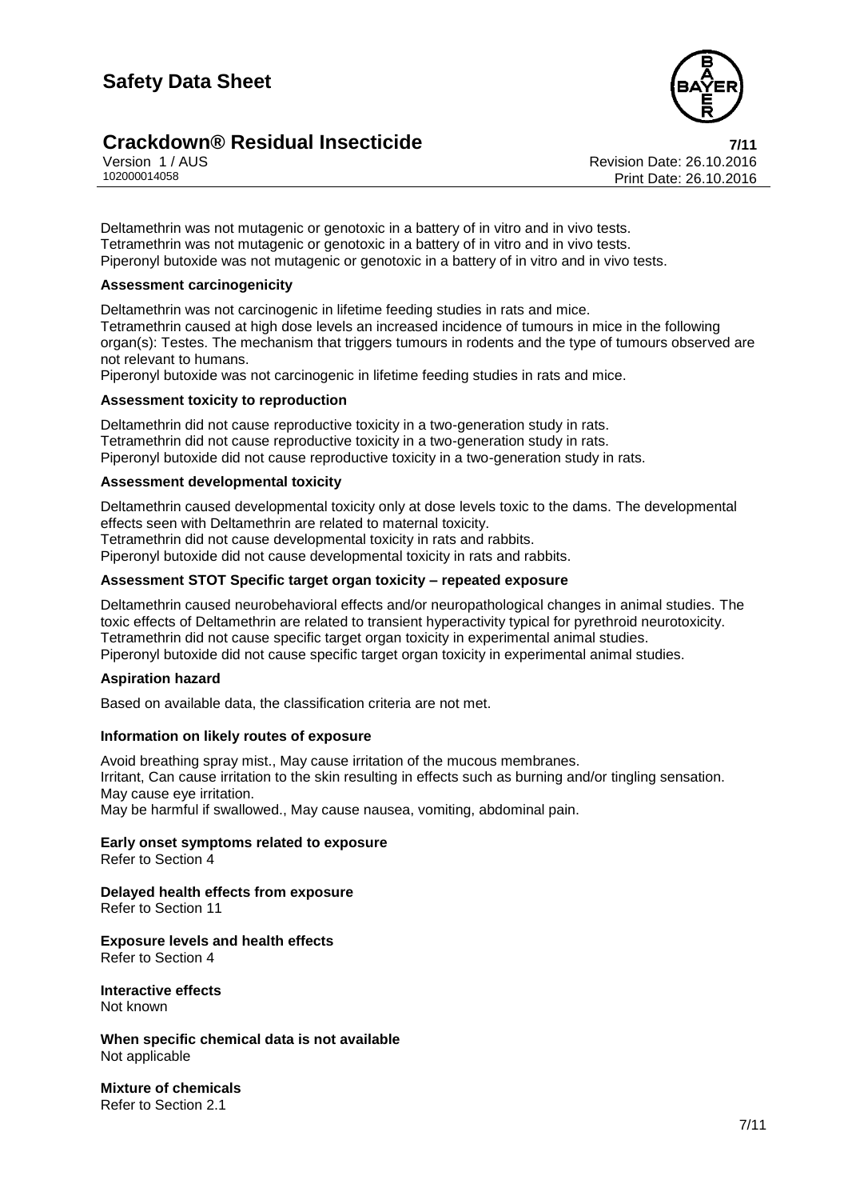Deltamethrin was not mutagenic or genotoxic in a battery of in vitro and in vivo tests.
Tetramethrin was not mutagenic or genotoxic in a battery of in vitro and in vivo tests.
Piperonyl butoxide was not mutagenic or genotoxic in a battery of in vitro and in vivo tests.

**Assessment carcinogenicity**

Deltamethrin was not carcinogenic in lifetime feeding studies in rats and mice.
Tetramethrin caused at high dose levels an increased incidence of tumours in mice in the following organ(s): Testes. The mechanism that triggers tumours in rodents and the type of tumours observed are not relevant to humans.
Piperonyl butoxide was not carcinogenic in lifetime feeding studies in rats and mice.

**Assessment toxicity to reproduction**

Deltamethrin did not cause reproductive toxicity in a two-generation study in rats.
Tetramethrin did not cause reproductive toxicity in a two-generation study in rats.
Piperonyl butoxide did not cause reproductive toxicity in a two-generation study in rats.

**Assessment developmental toxicity**

Deltamethrin caused developmental toxicity only at dose levels toxic to the dams. The developmental effects seen with Deltamethrin are related to maternal toxicity.
Tetramethrin did not cause developmental toxicity in rats and rabbits.
Piperonyl butoxide did not cause developmental toxicity in rats and rabbits.

**Assessment STOT Specific target organ toxicity – repeated exposure**

Deltamethrin caused neurobehavioral effects and/or neuropathological changes in animal studies. The toxic effects of Deltamethrin are related to transient hyperactivity typical for pyrethroid neurotoxicity.
Tetramethrin did not cause specific target organ toxicity in experimental animal studies.
Piperonyl butoxide did not cause specific target organ toxicity in experimental animal studies.

**Aspiration hazard**

Based on available data, the classification criteria are not met.

**Information on likely routes of exposure**

Avoid breathing spray mist., May cause irritation of the mucous membranes.
Irritant, Can cause irritation to the skin resulting in effects such as burning and/or tingling sensation.
May cause eye irritation.
May be harmful if swallowed., May cause nausea, vomiting, abdominal pain.

**Early onset symptoms related to exposure**
Refer to Section 4

**Delayed health effects from exposure**
Refer to Section 11

**Exposure levels and health effects**
Refer to Section 4

**Interactive effects**
Not known

**When specific chemical data is not available**
Not applicable

**Mixture of chemicals**
Refer to Section 2.1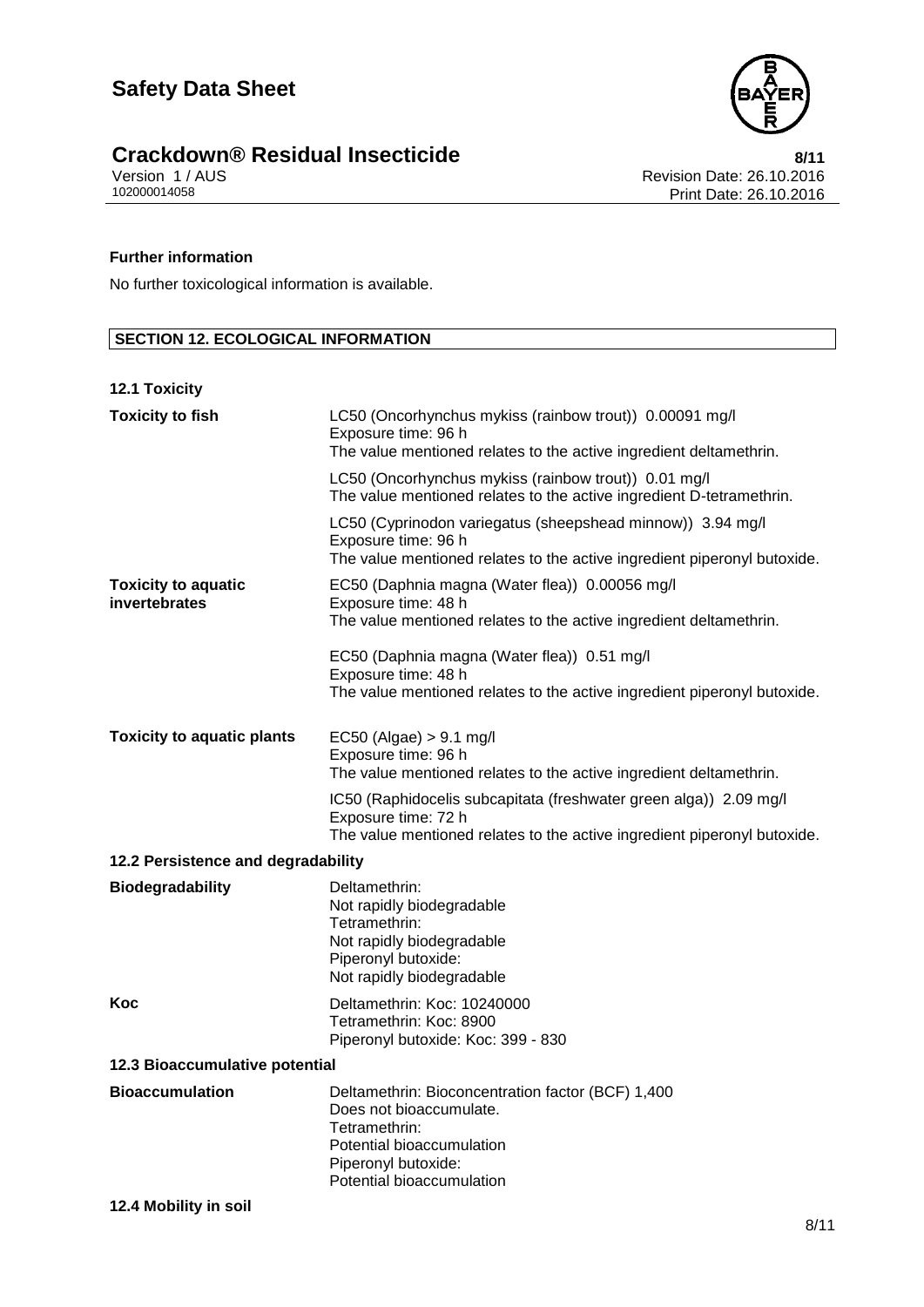**Further information**

No further toxicological information is available.

## SECTION 12. ECOLOGICAL INFORMATION

### 12.1 Toxicity

| | |
|---|---|
| **Toxicity to fish** | LC50 (Oncorhynchus mykiss (rainbow trout)) 0.00091 mg/l<br>Exposure time: 96 h<br>The value mentioned relates to the active ingredient deltamethrin. |
| | LC50 (Oncorhynchus mykiss (rainbow trout)) 0.01 mg/l<br>The value mentioned relates to the active ingredient D-tetramethrin. |
| | LC50 (Cyprinodon variegatus (sheepshead minnow)) 3.94 mg/l<br>Exposure time: 96 h<br>The value mentioned relates to the active ingredient piperonyl butoxide. |
| **Toxicity to aquatic invertebrates** | EC50 (Daphnia magna (Water flea)) 0.00056 mg/l<br>Exposure time: 48 h<br>The value mentioned relates to the active ingredient deltamethrin. |
| | EC50 (Daphnia magna (Water flea)) 0.51 mg/l<br>Exposure time: 48 h<br>The value mentioned relates to the active ingredient piperonyl butoxide. |
| **Toxicity to aquatic plants** | EC50 (Algae) > 9.1 mg/l<br>Exposure time: 96 h<br>The value mentioned relates to the active ingredient deltamethrin. |
| | IC50 (Raphidocelis subcapitata (freshwater green alga)) 2.09 mg/l<br>Exposure time: 72 h<br>The value mentioned relates to the active ingredient piperonyl butoxide. |

### 12.2 Persistence and degradability

| | |
|---|---|
| **Biodegradability** | Deltamethrin:<br>Not rapidly biodegradable<br>Tetramethrin:<br>Not rapidly biodegradable<br>Piperonyl butoxide:<br>Not rapidly biodegradable |
| **Koc** | Deltamethrin: Koc: 10240000<br>Tetramethrin: Koc: 8900<br>Piperonyl butoxide: Koc: 399 - 830 |

### 12.3 Bioaccumulative potential

| | |
|---|---|
| **Bioaccumulation** | Deltamethrin: Bioconcentration factor (BCF) 1,400<br>Does not bioaccumulate.<br>Tetramethrin:<br>Potential bioaccumulation<br>Piperonyl butoxide:<br>Potential bioaccumulation |

### 12.4 Mobility in soil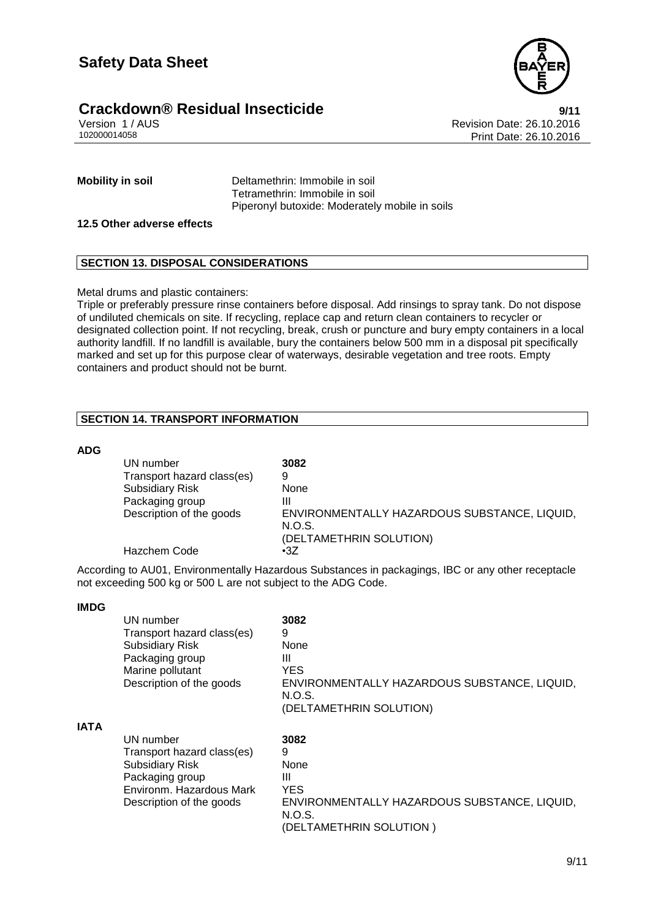| | |
|---|---|
| **Mobility in soil** | Deltamethrin: Immobile in soil<br>Tetramethrin: Immobile in soil<br>Piperonyl butoxide: Moderately mobile in soils |

**12.5 Other adverse effects**

## SECTION 13. DISPOSAL CONSIDERATIONS

Metal drums and plastic containers:
Triple or preferably pressure rinse containers before disposal. Add rinsings to spray tank. Do not dispose of undiluted chemicals on site. If recycling, replace cap and return clean containers to recycler or designated collection point. If not recycling, break, crush or puncture and bury empty containers in a local authority landfill. If no landfill is available, bury the containers below 500 mm in a disposal pit specifically marked and set up for this purpose clear of waterways, desirable vegetation and tree roots. Empty containers and product should not be burnt.

## SECTION 14. TRANSPORT INFORMATION

**ADG**

| | |
|---|---|
| UN number | **3082** |
| Transport hazard class(es) | 9 |
| Subsidiary Risk | None |
| Packaging group | III |
| Description of the goods | ENVIRONMENTALLY HAZARDOUS SUBSTANCE, LIQUID, N.O.S.<br>(DELTAMETHRIN SOLUTION) |
| Hazchem Code | •3Z |

According to AU01, Environmentally Hazardous Substances in packagings, IBC or any other receptacle not exceeding 500 kg or 500 L are not subject to the ADG Code.

**IMDG**

| | |
|---|---|
| UN number | **3082** |
| Transport hazard class(es) | 9 |
| Subsidiary Risk | None |
| Packaging group | III |
| Marine pollutant | YES |
| Description of the goods | ENVIRONMENTALLY HAZARDOUS SUBSTANCE, LIQUID, N.O.S.<br>(DELTAMETHRIN SOLUTION) |

**IATA**

| | |
|---|---|
| UN number | **3082** |
| Transport hazard class(es) | 9 |
| Subsidiary Risk | None |
| Packaging group | III |
| Environm. Hazardous Mark | YES |
| Description of the goods | ENVIRONMENTALLY HAZARDOUS SUBSTANCE, LIQUID, N.O.S.<br>(DELTAMETHRIN SOLUTION ) |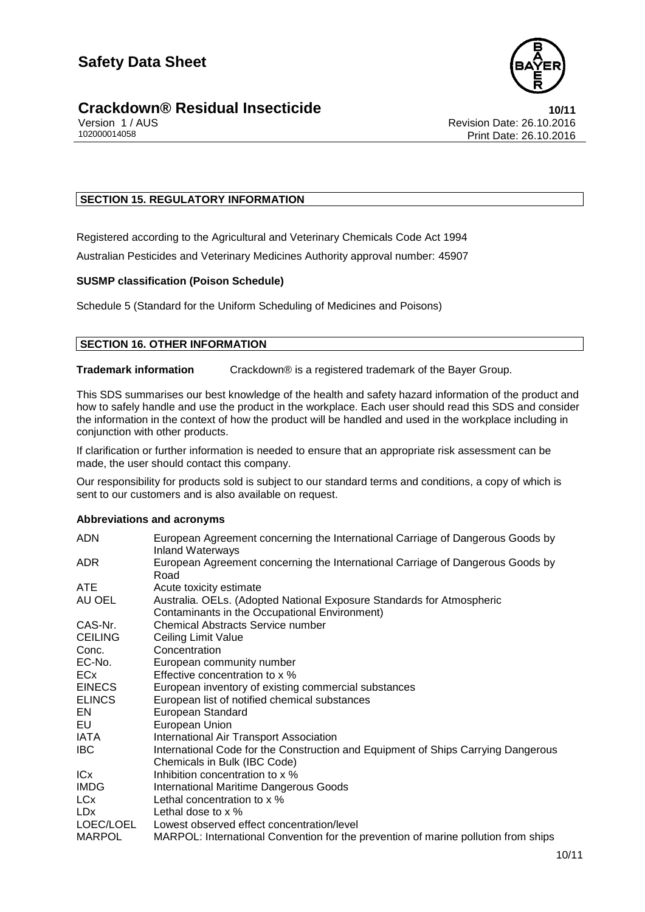## SECTION 15. REGULATORY INFORMATION

Registered according to the Agricultural and Veterinary Chemicals Code Act 1994

Australian Pesticides and Veterinary Medicines Authority approval number: 45907

**SUSMP classification (Poison Schedule)**

Schedule 5 (Standard for the Uniform Scheduling of Medicines and Poisons)

## SECTION 16. OTHER INFORMATION

**Trademark information** Crackdown® is a registered trademark of the Bayer Group.

This SDS summarises our best knowledge of the health and safety hazard information of the product and how to safely handle and use the product in the workplace. Each user should read this SDS and consider the information in the context of how the product will be handled and used in the workplace including in conjunction with other products.

If clarification or further information is needed to ensure that an appropriate risk assessment can be made, the user should contact this company.

Our responsibility for products sold is subject to our standard terms and conditions, a copy of which is sent to our customers and is also available on request.

**Abbreviations and acronyms**

| | |
|---|---|
| ADN | European Agreement concerning the International Carriage of Dangerous Goods by Inland Waterways |
| ADR | European Agreement concerning the International Carriage of Dangerous Goods by Road |
| ATE | Acute toxicity estimate |
| AU OEL | Australia. OELs. (Adopted National Exposure Standards for Atmospheric Contaminants in the Occupational Environment) |
| CAS-Nr. | Chemical Abstracts Service number |
| CEILING | Ceiling Limit Value |
| Conc. | Concentration |
| EC-No. | European community number |
| ECx | Effective concentration to x % |
| EINECS | European inventory of existing commercial substances |
| ELINCS | European list of notified chemical substances |
| EN | European Standard |
| EU | European Union |
| IATA | International Air Transport Association |
| IBC | International Code for the Construction and Equipment of Ships Carrying Dangerous Chemicals in Bulk (IBC Code) |
| ICx | Inhibition concentration to x % |
| IMDG | International Maritime Dangerous Goods |
| LCx | Lethal concentration to x % |
| LDx | Lethal dose to x % |
| LOEC/LOEL | Lowest observed effect concentration/level |
| MARPOL | MARPOL: International Convention for the prevention of marine pollution from ships |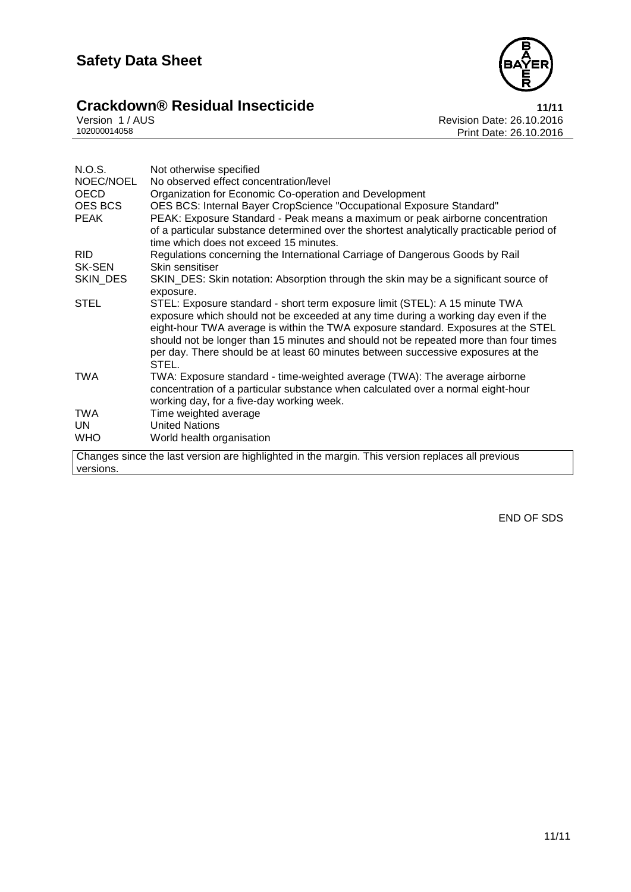| | |
|---|---|
| N.O.S. | Not otherwise specified |
| NOEC/NOEL | No observed effect concentration/level |
| OECD | Organization for Economic Co-operation and Development |
| OES BCS | OES BCS: Internal Bayer CropScience "Occupational Exposure Standard" |
| PEAK | PEAK: Exposure Standard - Peak means a maximum or peak airborne concentration of a particular substance determined over the shortest analytically practicable period of time which does not exceed 15 minutes. |
| RID | Regulations concerning the International Carriage of Dangerous Goods by Rail |
| SK-SEN | Skin sensitiser |
| SKIN_DES | SKIN_DES: Skin notation: Absorption through the skin may be a significant source of exposure. |
| STEL | STEL: Exposure standard - short term exposure limit (STEL): A 15 minute TWA exposure which should not be exceeded at any time during a working day even if the eight-hour TWA average is within the TWA exposure standard. Exposures at the STEL should not be longer than 15 minutes and should not be repeated more than four times per day. There should be at least 60 minutes between successive exposures at the STEL. |
| TWA | TWA: Exposure standard - time-weighted average (TWA): The average airborne concentration of a particular substance when calculated over a normal eight-hour working day, for a five-day working week. |
| TWA | Time weighted average |
| UN | United Nations |
| WHO | World health organisation |

Changes since the last version are highlighted in the margin. This version replaces all previous versions.

END OF SDS